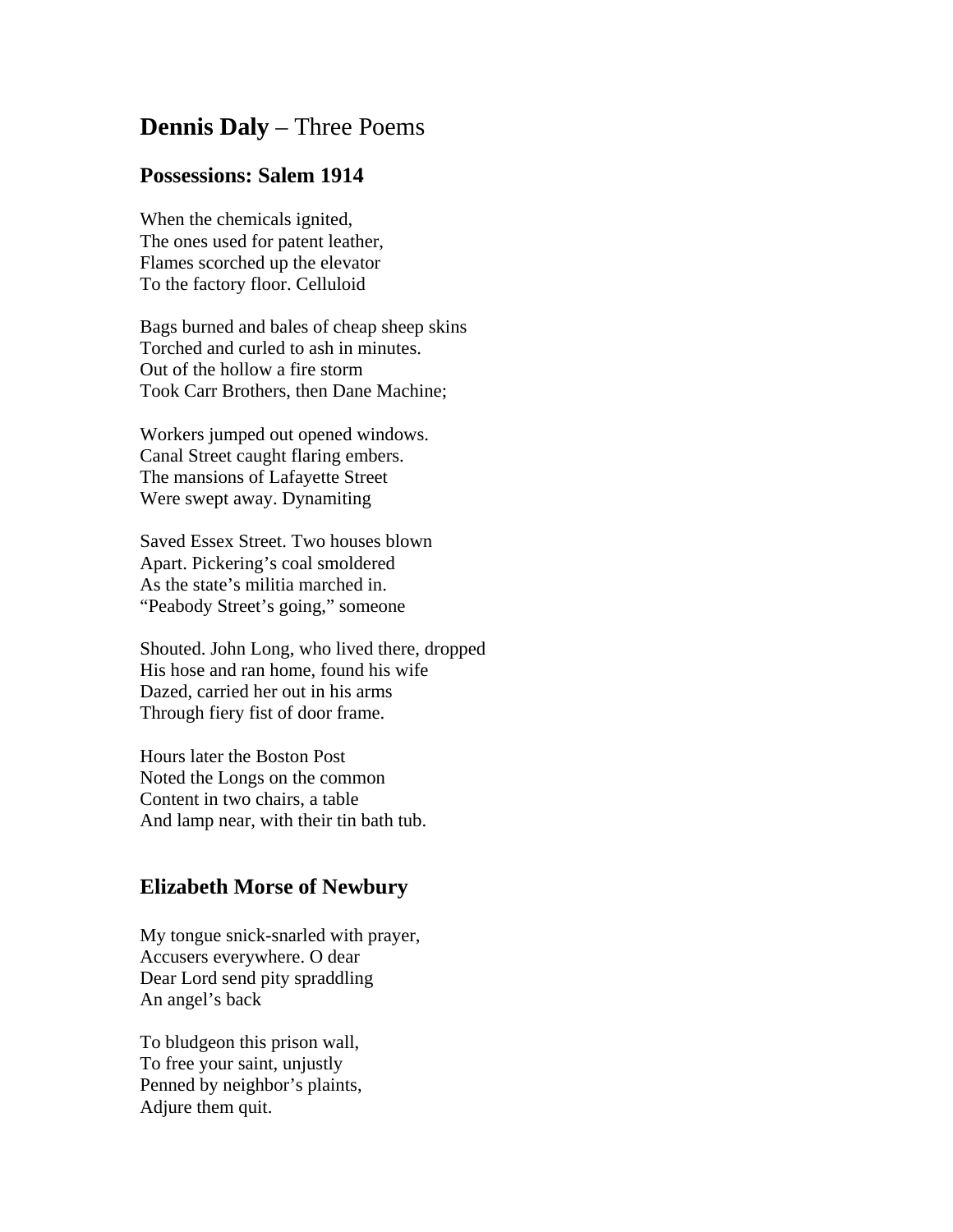# **Dennis Daly** – Three Poems

## Possessions: Salem 1914

When the chemicals ignited,  
The ones used for patent leather,  
Flames scorched up the elevator  
To the factory floor. Celluloid

Bags burned and bales of cheap sheep skins  
Torched and curled to ash in minutes.  
Out of the hollow a fire storm  
Took Carr Brothers, then Dane Machine;

Workers jumped out opened windows.  
Canal Street caught flaring embers.  
The mansions of Lafayette Street  
Were swept away. Dynamiting

Saved Essex Street. Two houses blown  
Apart. Pickering's coal smoldered  
As the state's militia marched in.  
"Peabody Street's going," someone

Shouted. John Long, who lived there, dropped  
His hose and ran home, found his wife  
Dazed, carried her out in his arms  
Through fiery fist of door frame.

Hours later the Boston Post  
Noted the Longs on the common  
Content in two chairs, a table  
And lamp near, with their tin bath tub.

## Elizabeth Morse of Newbury

My tongue snick-snarled with prayer,  
Accusers everywhere. O dear  
Dear Lord send pity spraddling  
An angel's back

To bludgeon this prison wall,  
To free your saint, unjustly  
Penned by neighbor's plaints,  
Adjure them quit.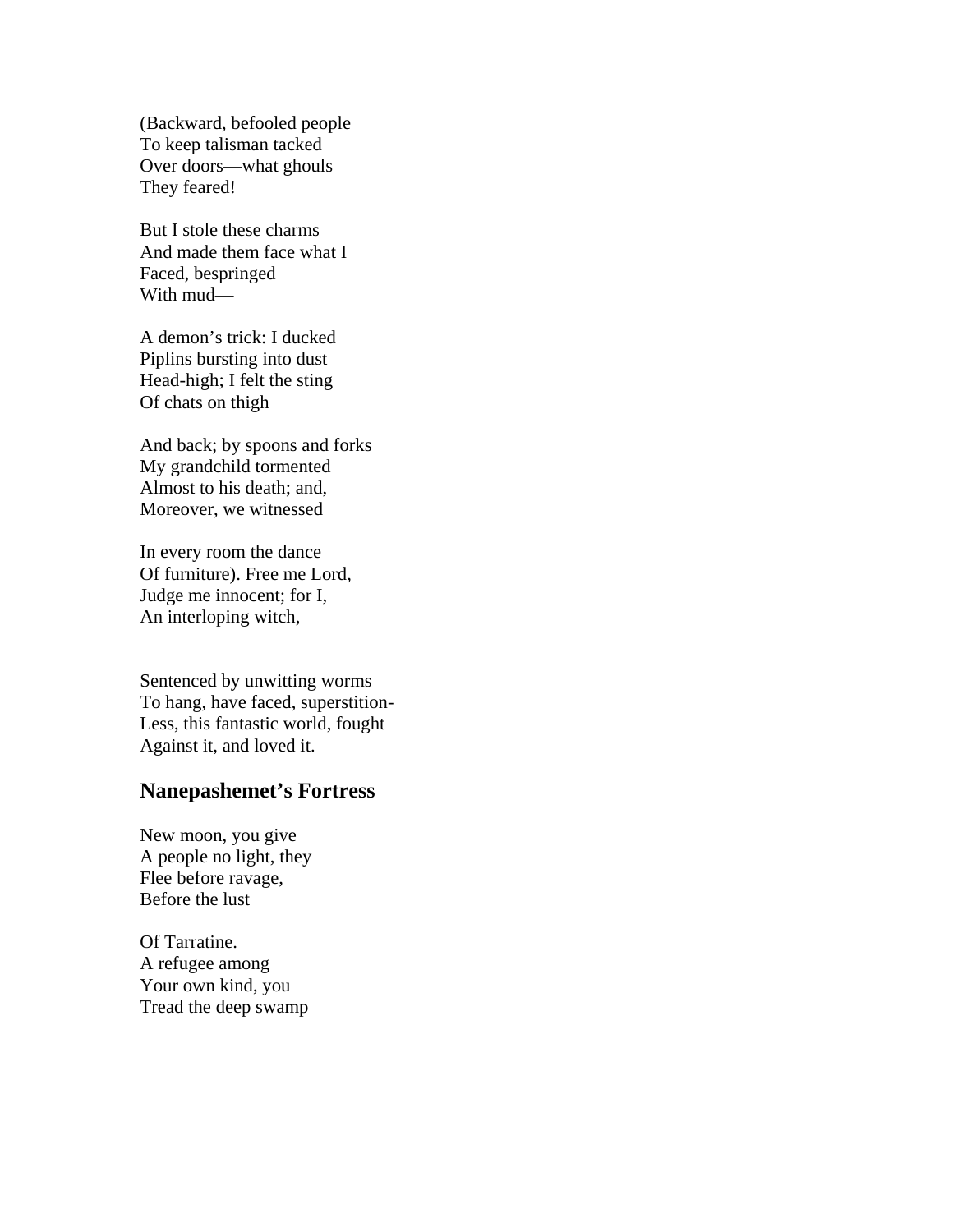(Backward, befooled people
To keep talisman tacked
Over doors—what ghouls
They feared!

But I stole these charms
And made them face what I
Faced, bespringed
With mud—

A demon's trick: I ducked
Piplins bursting into dust
Head-high; I felt the sting
Of chats on thigh

And back; by spoons and forks
My grandchild tormented
Almost to his death; and,
Moreover, we witnessed

In every room the dance
Of furniture). Free me Lord,
Judge me innocent; for I,
An interloping witch,

Sentenced by unwitting worms
To hang, have faced, superstition-
Less, this fantastic world, fought
Against it, and loved it.

## Nanepashemet's Fortress

New moon, you give
A people no light, they
Flee before ravage,
Before the lust

Of Tarratine.
A refugee among
Your own kind, you
Tread the deep swamp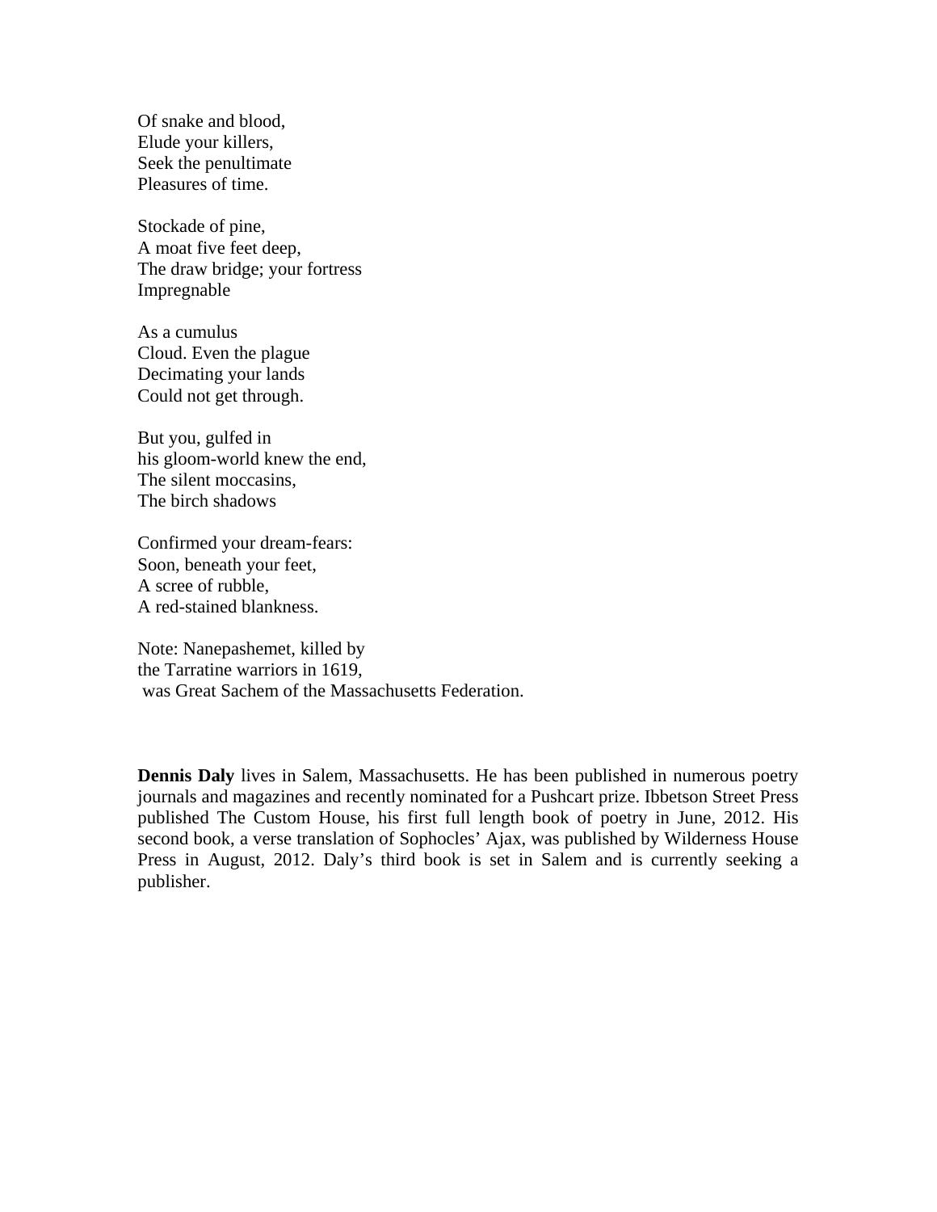Of snake and blood,  
Elude your killers,  
Seek the penultimate  
Pleasures of time.

Stockade of pine,  
A moat five feet deep,  
The draw bridge; your fortress  
Impregnable

As a cumulus  
Cloud. Even the plague  
Decimating your lands  
Could not get through.

But you, gulfed in  
his gloom-world knew the end,  
The silent moccasins,  
The birch shadows

Confirmed your dream-fears:  
Soon, beneath your feet,  
A scree of rubble,  
A red-stained blankness.

Note: Nanepashemet, killed by  
the Tarratine warriors in 1619,  
was Great Sachem of the Massachusetts Federation.

**Dennis Daly** lives in Salem, Massachusetts. He has been published in numerous poetry journals and magazines and recently nominated for a Pushcart prize. Ibbetson Street Press published The Custom House, his first full length book of poetry in June, 2012. His second book, a verse translation of Sophocles' Ajax, was published by Wilderness House Press in August, 2012. Daly's third book is set in Salem and is currently seeking a publisher.